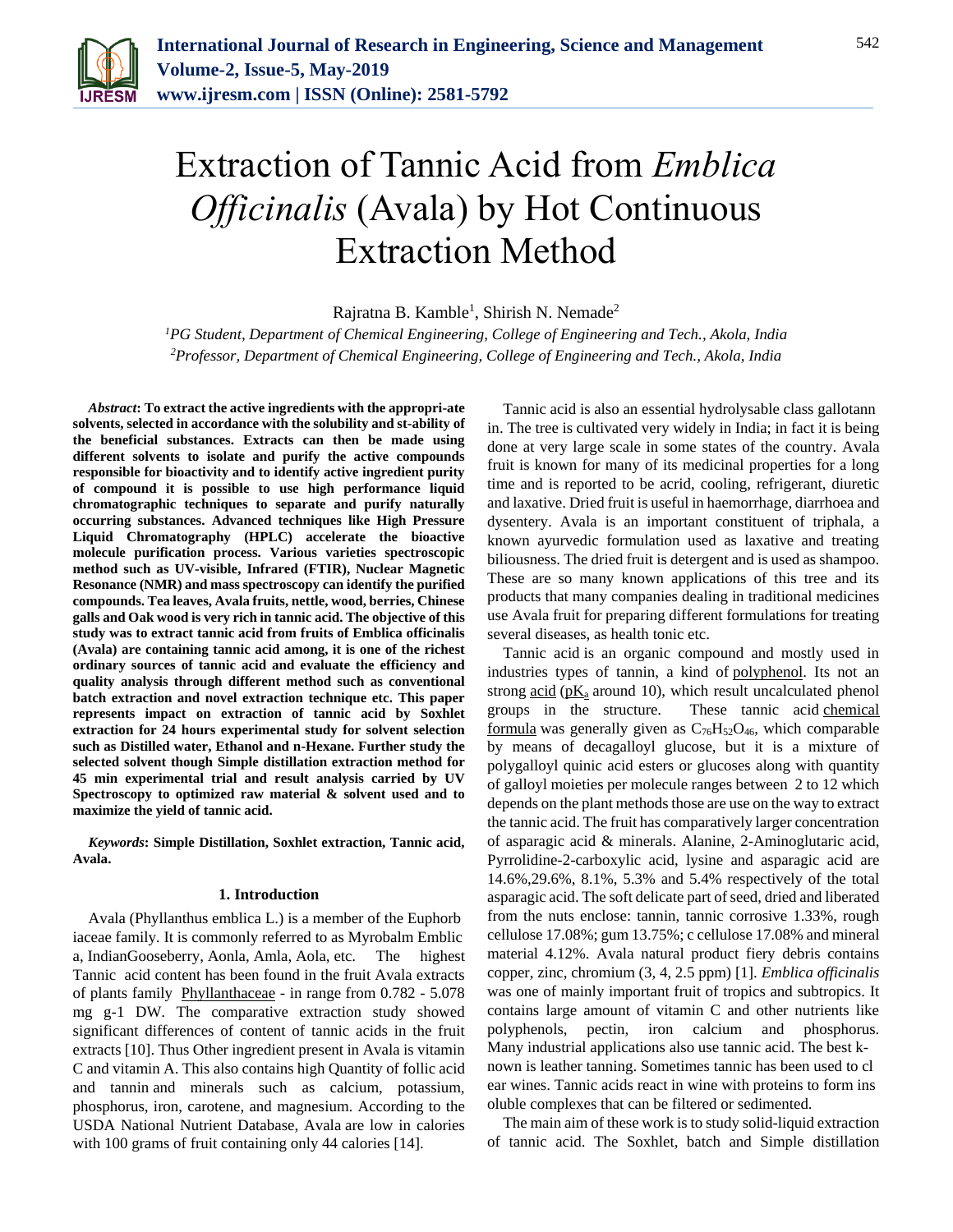# Extraction of Tannic Acid from *Emblica Officinalis* (Avala) by Hot Continuous Extraction Method

Rajratna B. Kamble[1], Shirish N. Nemade[2]

[1]*PG Student, Department of Chemical Engineering, College of Engineering and Tech., Akola, India*
[2]*Professor, Department of Chemical Engineering, College of Engineering and Tech., Akola, India*

***Abstract*: To extract the active ingredients with the appropri-ate solvents, selected in accordance with the solubility and st-ability of the beneficial substances. Extracts can then be made using different solvents to isolate and purify the active compounds responsible for bioactivity and to identify active ingredient purity of compound it is possible to use high performance liquid chromatographic techniques to separate and purify naturally occurring substances. Advanced techniques like High Pressure Liquid Chromatography (HPLC) accelerate the bioactive molecule purification process. Various varieties spectroscopic method such as UV-visible, Infrared (FTIR), Nuclear Magnetic Resonance (NMR) and mass spectroscopy can identify the purified compounds. Tea leaves, Avala fruits, nettle, wood, berries, Chinese galls and Oak wood is very rich in tannic acid. The objective of this study was to extract tannic acid from fruits of Emblica officinalis (Avala) are containing tannic acid among, it is one of the richest ordinary sources of tannic acid and evaluate the efficiency and quality analysis through different method such as conventional batch extraction and novel extraction technique etc. This paper represents impact on extraction of tannic acid by Soxhlet extraction for 24 hours experimental study for solvent selection such as Distilled water, Ethanol and n-Hexane. Further study the selected solvent though Simple distillation extraction method for 45 min experimental trial and result analysis carried by UV Spectroscopy to optimized raw material & solvent used and to maximize the yield of tannic acid.**

***Keywords*: Simple Distillation, Soxhlet extraction, Tannic acid, Avala.**

## 1. Introduction

Avala (Phyllanthus emblica L.) is a member of the Euphorb iaceae family. It is commonly referred to as Myrobalm Emblic a, IndianGooseberry, Aonla, Amla, Aola, etc. The highest Tannic acid content has been found in the fruit Avala extracts of plants family Phyllanthaceae - in range from 0.782 - 5.078 mg g-1 DW. The comparative extraction study showed significant differences of content of tannic acids in the fruit extracts [10]. Thus Other ingredient present in Avala is vitamin C and vitamin A. This also contains high Quantity of follic acid and tannin and minerals such as calcium, potassium, phosphorus, iron, carotene, and magnesium. According to the USDA National Nutrient Database, Avala are low in calories with 100 grams of fruit containing only 44 calories [14].

Tannic acid is also an essential hydrolysable class gallotann in. The tree is cultivated very widely in India; in fact it is being done at very large scale in some states of the country. Avala fruit is known for many of its medicinal properties for a long time and is reported to be acrid, cooling, refrigerant, diuretic and laxative. Dried fruit is useful in haemorrhage, diarrhoea and dysentery. Avala is an important constituent of triphala, a known ayurvedic formulation used as laxative and treating biliousness. The dried fruit is detergent and is used as shampoo. These are so many known applications of this tree and its products that many companies dealing in traditional medicines use Avala fruit for preparing different formulations for treating several diseases, as health tonic etc.

Tannic acid is an organic compound and mostly used in industries types of tannin, a kind of polyphenol. Its not an strong acid ($pK_a$ around 10), which result uncalculated phenol groups in the structure. These tannic acid chemical formula was generally given as $C_{76}H_{52}O_{46}$, which comparable by means of decagalloyl glucose, but it is a mixture of polygalloyl quinic acid esters or glucoses along with quantity of galloyl moieties per molecule ranges between 2 to 12 which depends on the plant methods those are use on the way to extract the tannic acid. The fruit has comparatively larger concentration of asparagic acid & minerals. Alanine, 2-Aminoglutaric acid, Pyrrolidine-2-carboxylic acid, lysine and asparagic acid are 14.6%,29.6%, 8.1%, 5.3% and 5.4% respectively of the total asparagic acid. The soft delicate part of seed, dried and liberated from the nuts enclose: tannin, tannic corrosive 1.33%, rough cellulose 17.08%; gum 13.75%; c cellulose 17.08% and mineral material 4.12%. Avala natural product fiery debris contains copper, zinc, chromium (3, 4, 2.5 ppm) [1]. *Emblica officinalis* was one of mainly important fruit of tropics and subtropics. It contains large amount of vitamin C and other nutrients like polyphenols, pectin, iron calcium and phosphorus. Many industrial applications also use tannic acid. The best k-nown is leather tanning. Sometimes tannic has been used to cl ear wines. Tannic acids react in wine with proteins to form ins oluble complexes that can be filtered or sedimented.

The main aim of these work is to study solid-liquid extraction of tannic acid. The Soxhlet, batch and Simple distillation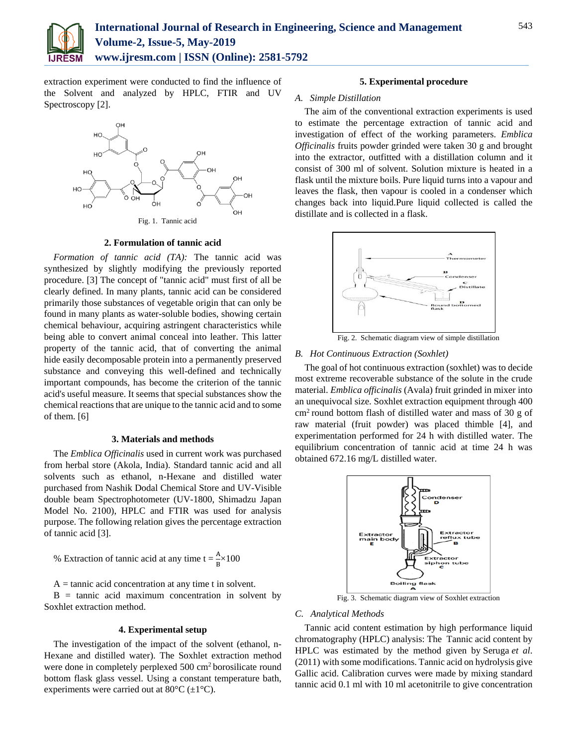extraction experiment were conducted to find the influence of the Solvent and analyzed by HPLC, FTIR and UV Spectroscopy [2].

Fig. 1. Tannic acid

## 2. Formulation of tannic acid

*Formation of tannic acid (TA):* The tannic acid was synthesized by slightly modifying the previously reported procedure. [3] The concept of "tannic acid" must first of all be clearly defined. In many plants, tannic acid can be considered primarily those substances of vegetable origin that can only be found in many plants as water-soluble bodies, showing certain chemical behaviour, acquiring astringent characteristics while being able to convert animal conceal into leather. This latter property of the tannic acid, that of converting the animal hide easily decomposable protein into a permanently preserved substance and conveying this well-defined and technically important compounds, has become the criterion of the tannic acid's useful measure. It seems that special substances show the chemical reactions that are unique to the tannic acid and to some of them. [6]

## 3. Materials and methods

The *Emblica Officinalis* used in current work was purchased from herbal store (Akola, India). Standard tannic acid and all solvents such as ethanol, n-Hexane and distilled water purchased from Nashik Dodal Chemical Store and UV-Visible double beam Spectrophotometer (UV-1800, Shimadzu Japan Model No. 2100), HPLC and FTIR was used for analysis purpose. The following relation gives the percentage extraction of tannic acid [3].

$$\% \text{ Extraction of tannic acid at any time } t = \frac{A}{B} \times 100$$

A = tannic acid concentration at any time t in solvent.

B = tannic acid maximum concentration in solvent by Soxhlet extraction method.

## 4. Experimental setup

The investigation of the impact of the solvent (ethanol, n-Hexane and distilled water). The Soxhlet extraction method were done in completely perplexed 500 $cm^2$ borosilicate round bottom flask glass vessel. Using a constant temperature bath, experiments were carried out at 80°C (±1°C).

## 5. Experimental procedure

### *A. Simple Distillation*

The aim of the conventional extraction experiments is used to estimate the percentage extraction of tannic acid and investigation of effect of the working parameters. *Emblica Officinalis* fruits powder grinded were taken 30 g and brought into the extractor, outfitted with a distillation column and it consist of 300 ml of solvent. Solution mixture is heated in a flask until the mixture boils. Pure liquid turns into a vapour and leaves the flask, then vapour is cooled in a condenser which changes back into liquid.Pure liquid collected is called the distillate and is collected in a flask.

Fig. 2. Schematic diagram view of simple distillation

### *B. Hot Continuous Extraction (Soxhlet)*

The goal of hot continuous extraction (soxhlet) was to decide most extreme recoverable substance of the solute in the crude material. *Emblica officinalis* (Avala) fruit grinded in mixer into an unequivocal size. Soxhlet extraction equipment through 400 $cm^2$ round bottom flash of distilled water and mass of 30 g of raw material (fruit powder) was placed thimble [4], and experimentation performed for 24 h with distilled water. The equilibrium concentration of tannic acid at time 24 h was obtained 672.16 mg/L distilled water.

Fig. 3. Schematic diagram view of Soxhlet extraction

### *C. Analytical Methods*

Tannic acid content estimation by high performance liquid chromatography (HPLC) analysis: The Tannic acid content by HPLC was estimated by the method given by Seruga *et al.* (2011) with some modifications. Tannic acid on hydrolysis give Gallic acid. Calibration curves were made by mixing standard tannic acid 0.1 ml with 10 ml acetonitrile to give concentration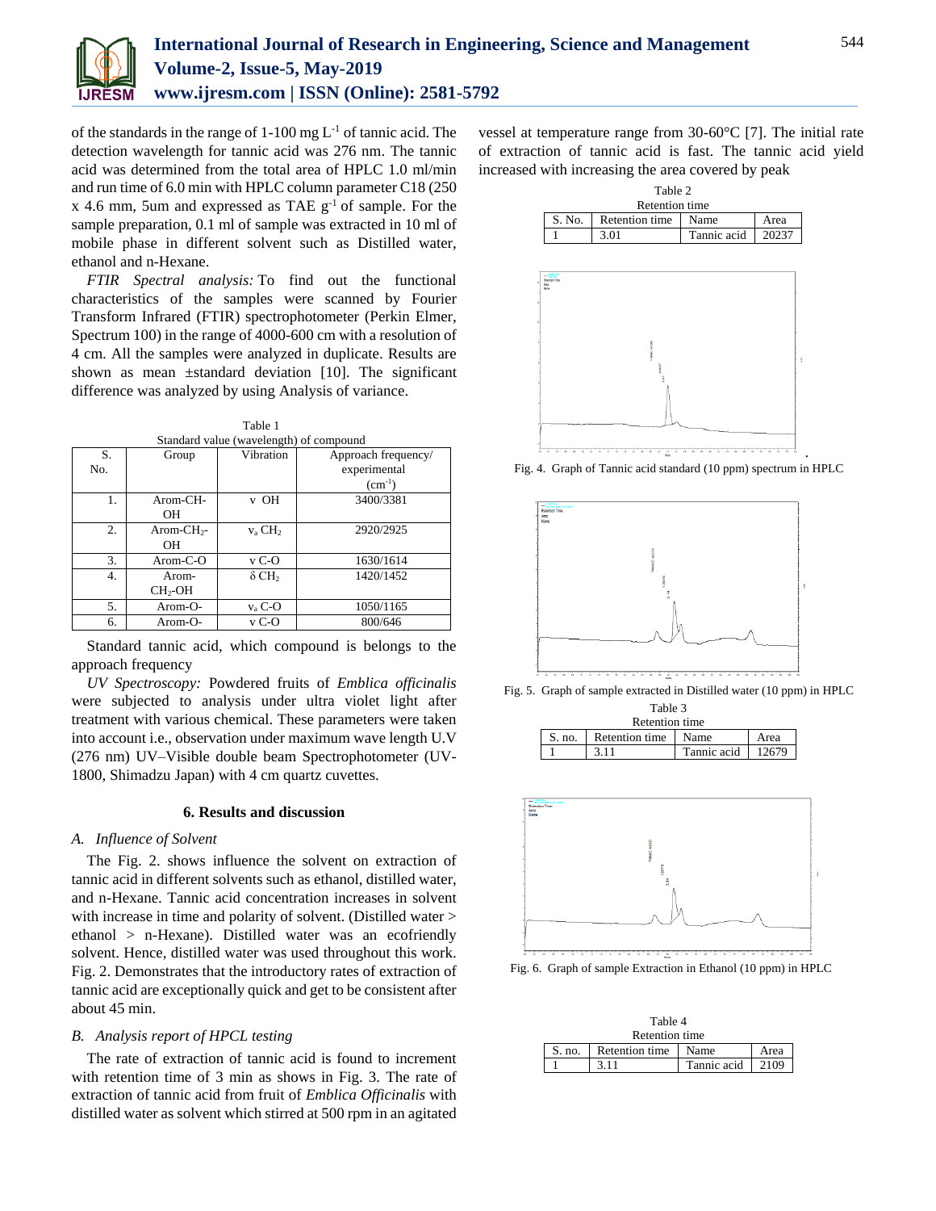of the standards in the range of 1-100 mg $L^{-1}$ of tannic acid. The detection wavelength for tannic acid was 276 nm. The tannic acid was determined from the total area of HPLC 1.0 ml/min and run time of 6.0 min with HPLC column parameter C18 (250 x 4.6 mm, 5um and expressed as TAE $g^{-1}$ of sample. For the sample preparation, 0.1 ml of sample was extracted in 10 ml of mobile phase in different solvent such as Distilled water, ethanol and n-Hexane.

*FTIR Spectral analysis:* To find out the functional characteristics of the samples were scanned by Fourier Transform Infrared (FTIR) spectrophotometer (Perkin Elmer, Spectrum 100) in the range of 4000-600 cm with a resolution of 4 cm. All the samples were analyzed in duplicate. Results are shown as mean ±standard deviation [10]. The significant difference was analyzed by using Analysis of variance.

Table 1
Standard value (wavelength) of compound

| S. No. | Group | Vibration | Approach frequency/ experimental ($cm^{-1}$) |
|---|---|---|---|
| 1. | Arom-CH-OH | v OH | 3400/3381 |
| 2. | Arom-$CH_2$-OH | $v_a$ $CH_2$ | 2920/2925 |
| 3. | Arom-C-O | v C-O | 1630/1614 |
| 4. | Arom-$CH_2$-OH | $\delta$ $CH_2$ | 1420/1452 |
| 5. | Arom-O- | $v_a$ C-O | 1050/1165 |
| 6. | Arom-O- | v C-O | 800/646 |

Standard tannic acid, which compound is belongs to the approach frequency

*UV Spectroscopy:* Powdered fruits of *Emblica officinalis* were subjected to analysis under ultra violet light after treatment with various chemical. These parameters were taken into account i.e., observation under maximum wave length U.V (276 nm) UV–Visible double beam Spectrophotometer (UV-1800, Shimadzu Japan) with 4 cm quartz cuvettes.

## 6. Results and discussion

### A. Influence of Solvent

The Fig. 2. shows influence the solvent on extraction of tannic acid in different solvents such as ethanol, distilled water, and n-Hexane. Tannic acid concentration increases in solvent with increase in time and polarity of solvent. (Distilled water > ethanol > n-Hexane). Distilled water was an ecofriendly solvent. Hence, distilled water was used throughout this work. Fig. 2. Demonstrates that the introductory rates of extraction of tannic acid are exceptionally quick and get to be consistent after about 45 min.

### B. Analysis report of HPCL testing

The rate of extraction of tannic acid is found to increment with retention time of 3 min as shows in Fig. 3. The rate of extraction of tannic acid from fruit of *Emblica Officinalis* with distilled water as solvent which stirred at 500 rpm in an agitated vessel at temperature range from 30-60°C [7]. The initial rate of extraction of tannic acid is fast. The tannic acid yield increased with increasing the area covered by peak

Table 2
Retention time

| S. No. | Retention time | Name | Area |
|---|---|---|---|
| 1 | 3.01 | Tannic acid | 20237 |

Fig. 4. Graph of Tannic acid standard (10 ppm) spectrum in HPLC

Fig. 5. Graph of sample extracted in Distilled water (10 ppm) in HPLC

Table 3
Retention time

| S. no. | Retention time | Name | Area |
|---|---|---|---|
| 1 | 3.11 | Tannic acid | 12679 |

Fig. 6. Graph of sample Extraction in Ethanol (10 ppm) in HPLC

Table 4
Retention time

| S. no. | Retention time | Name | Area |
|---|---|---|---|
| 1 | 3.11 | Tannic acid | 2109 |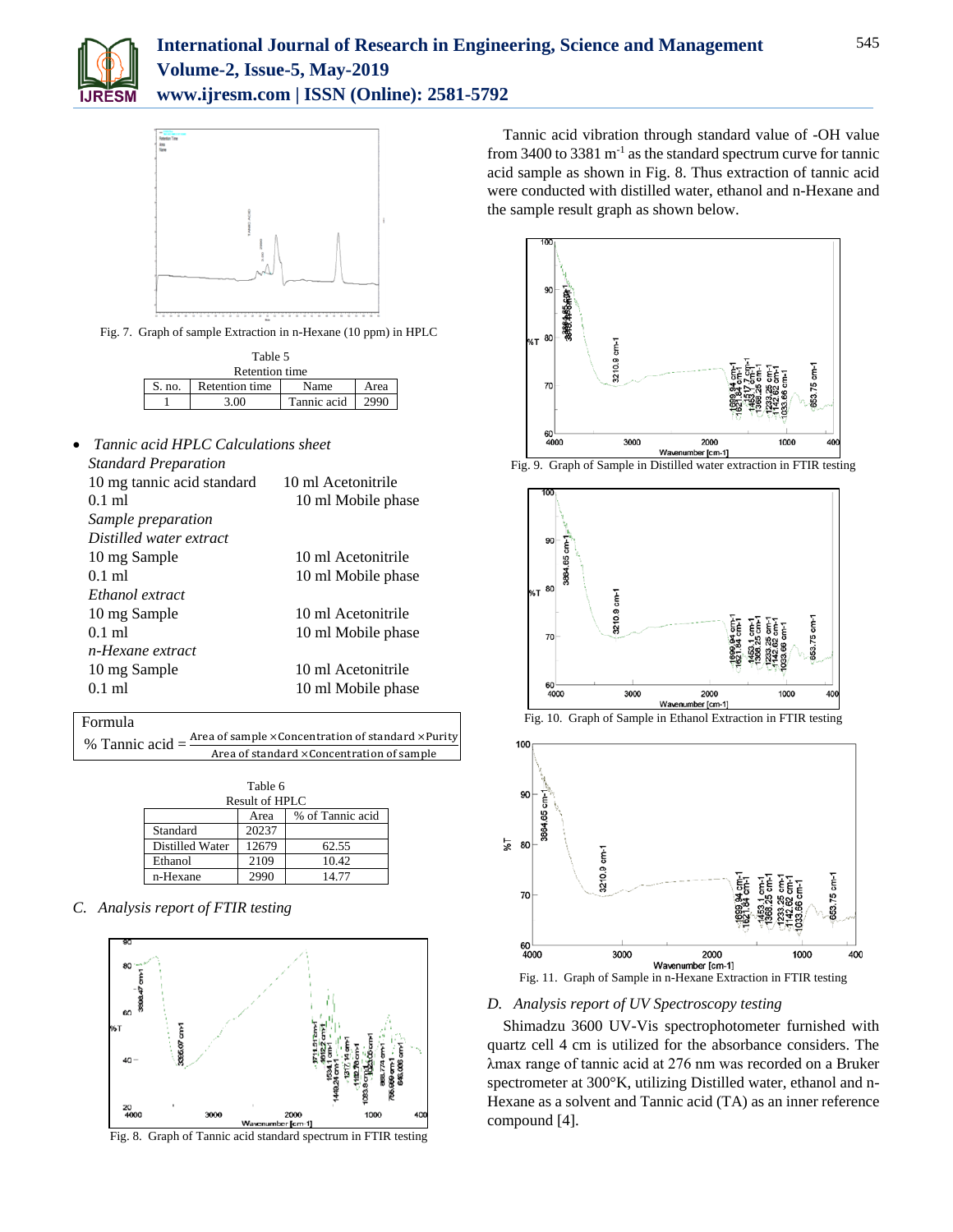Fig. 7. Graph of sample Extraction in n-Hexane (10 ppm) in HPLC

Table 5
Retention time

| S. no. | Retention time | Name | Area |
|---|---|---|---|
| 1 | 3.00 | Tannic acid | 2990 |

- *Tannic acid HPLC Calculations sheet*

*Standard Preparation*

10 mg tannic acid standard 10 ml Acetonitrile
0.1 ml 10 ml Mobile phase

*Sample preparation*

*Distilled water extract*

10 mg Sample 10 ml Acetonitrile
0.1 ml 10 ml Mobile phase

*Ethanol extract*

10 mg Sample 10 ml Acetonitrile
0.1 ml 10 ml Mobile phase

*n-Hexane extract*

10 mg Sample 10 ml Acetonitrile
0.1 ml 10 ml Mobile phase

Formula

$$\% \text{ Tannic acid} = \frac{\text{Area of sample} \times \text{Concentration of standard} \times \text{Purity}}{\text{Area of standard} \times \text{Concentration of sample}}$$

Table 6
Result of HPLC

| | Area | % of Tannic acid |
|---|---|---|
| Standard | 20237 | |
| Distilled Water | 12679 | 62.55 |
| Ethanol | 2109 | 10.42 |
| n-Hexane | 2990 | 14.77 |

*C. Analysis report of FTIR testing*

Fig. 8. Graph of Tannic acid standard spectrum in FTIR testing

Tannic acid vibration through standard value of -OH value from 3400 to 3381 $m^{-1}$ as the standard spectrum curve for tannic acid sample as shown in Fig. 8. Thus extraction of tannic acid were conducted with distilled water, ethanol and n-Hexane and the sample result graph as shown below.

Fig. 9. Graph of Sample in Distilled water extraction in FTIR testing

Fig. 10. Graph of Sample in Ethanol Extraction in FTIR testing

Fig. 11. Graph of Sample in n-Hexane Extraction in FTIR testing

*D. Analysis report of UV Spectroscopy testing*

Shimadzu 3600 UV-Vis spectrophotometer furnished with quartz cell 4 cm is utilized for the absorbance considers. The λmax range of tannic acid at 276 nm was recorded on a Bruker spectrometer at 300°K, utilizing Distilled water, ethanol and n-Hexane as a solvent and Tannic acid (TA) as an inner reference compound [4].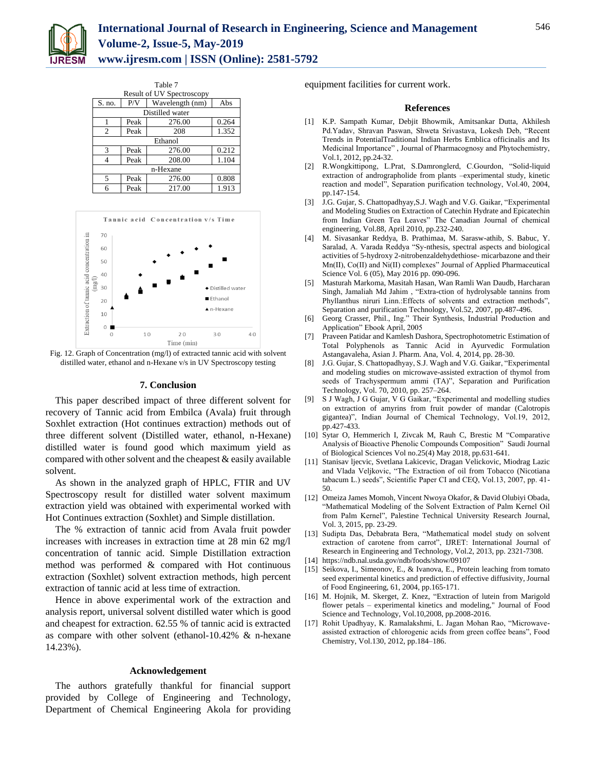Table 7
Result of UV Spectroscopy

| S. no. | P/V | Wavelength (nm) | Abs |
|---|---|---|---|
| Distilled water | | | |
| 1 | Peak | 276.00 | 0.264 |
| 2 | Peak | 208 | 1.352 |
| Ethanol | | | |
| 3 | Peak | 276.00 | 0.212 |
| 4 | Peak | 208.00 | 1.104 |
| n-Hexane | | | |
| 5 | Peak | 276.00 | 0.808 |
| 6 | Peak | 217.00 | 1.913 |

Tannic acid Concentration v/s Time

Extraction of tannic acid concentration in (mg/l)

70
60
50
40
30
20
10
0

0 10 20 30 40

Time (min)

Distilled water
Ethanol
n-Hexane

Fig. 12. Graph of Concentration (mg/l) of extracted tannic acid with solvent distilled water, ethanol and n-Hexane v/s in UV Spectroscopy testing

## 7. Conclusion

This paper described impact of three different solvent for recovery of Tannic acid from Embilca (Avala) fruit through Soxhlet extraction (Hot continues extraction) methods out of three different solvent (Distilled water, ethanol, n-Hexane) distilled water is found good which maximum yield as compared with other solvent and the cheapest & easily available solvent.

As shown in the analyzed graph of HPLC, FTIR and UV Spectroscopy result for distilled water solvent maximum extraction yield was obtained with experimental worked with Hot Continues extraction (Soxhlet) and Simple distillation.

The % extraction of tannic acid from Avala fruit powder increases with increases in extraction time at 28 min 62 mg/l concentration of tannic acid. Simple Distillation extraction method was performed & compared with Hot continuous extraction (Soxhlet) solvent extraction methods, high percent extraction of tannic acid at less time of extraction.

Hence in above experimental work of the extraction and analysis report, universal solvent distilled water which is good and cheapest for extraction. 62.55 % of tannic acid is extracted as compare with other solvent (ethanol-10.42% & n-hexane 14.23%).

## Acknowledgement

The authors gratefully thankful for financial support provided by College of Engineering and Technology, Department of Chemical Engineering Akola for providing equipment facilities for current work.

## References

[1] K.P. Sampath Kumar, Debjit Bhowmik, Amitsankar Dutta, Akhilesh Pd.Yadav, Shravan Paswan, Shweta Srivastava, Lokesh Deb, "Recent Trends in PotentialTraditional Indian Herbs Emblica officinalis and Its Medicinal Importance" , Journal of Pharmacognosy and Phytochemistry, Vol.1, 2012, pp.24-32.

[2] R.Wongkittipong, L.Prat, S.Damronglerd, C.Gourdon, "Solid-liquid extraction of andrographolide from plants –experimental study, kinetic reaction and model", Separation purification technology, Vol.40, 2004, pp.147-154.

[3] J.G. Gujar, S. Chattopadhyay,S.J. Wagh and V.G. Gaikar, "Experimental and Modeling Studies on Extraction of Catechin Hydrate and Epicatechin from Indian Green Tea Leaves" The Canadian Journal of chemical engineering, Vol.88, April 2010, pp.232-240.

[4] M. Sivasankar Reddya, B. Prathimaa, M. Sarasw-athib, S. Babuc, Y. Saralad, A. Varada Reddya "Sy-nthesis, spectral aspects and biological activities of 5-hydroxy 2-nitrobenzaldehydethiose- micarbazone and their Mn(II), Co(II) and Ni(II) complexes" Journal of Applied Pharmaceutical Science Vol. 6 (05), May 2016 pp. 090-096.

[5] Masturah Markoma, Masitah Hasan, Wan Ramli Wan Daudb, Harcharan Singh, Jamaliah Md Jahim , "Extra-ction of hydrolysable tannins from Phyllanthus niruri Linn.:Effects of solvents and extraction methods", Separation and purification Technology, Vol.52, 2007, pp.487-496.

[6] Georg Crasser, Phil., Ing." Their Synthesis, Industrial Production and Application" Ebook April, 2005

[7] Praveen Patidar and Kamlesh Dashora, Spectrophotometric Estimation of Total Polyphenols as Tannic Acid in Ayurvedic Formulation Astangavaleha, Asian J. Pharm. Ana, Vol. 4, 2014, pp. 28-30.

[8] J.G. Gujar, S. Chattopadhyay, S.J. Wagh and V.G. Gaikar, "Experimental and modeling studies on microwave-assisted extraction of thymol from seeds of Trachyspermum ammi (TA)", Separation and Purification Technology, Vol. 70, 2010, pp. 257–264.

[9] S J Wagh, J G Gujar, V G Gaikar, "Experimental and modelling studies on extraction of amyrins from fruit powder of mandar (Calotropis gigantea)", Indian Journal of Chemical Technology, Vol.19, 2012, pp.427-433.

[10] Sytar O, Hemmerich I, Zivcak M, Rauh C, Brestic M "Comparative Analysis of Bioactive Phenolic Compounds Composition" Saudi Journal of Biological Sciences Vol no.25(4) May 2018, pp.631-641.

[11] Stanisav ljecvic, Svetlana Lakicevic, Dragan Velickovic, Miodrag Lazic and Vlada Veljkovic, "The Extraction of oil from Tobacco (Nicotiana tabacum L.) seeds", Scientific Paper CI and CEQ, Vol.13, 2007, pp. 41-50.

[12] Omeiza James Momoh, Vincent Nwoya Okafor, & David Olubiyi Obada, "Mathematical Modeling of the Solvent Extraction of Palm Kernel Oil from Palm Kernel", Palestine Technical University Research Journal, Vol. 3, 2015, pp. 23-29.

[13] Sudipta Das, Debabrata Bera, "Mathematical model study on solvent extraction of carotene from carrot", IJRET: International Journal of Research in Engineering and Technology, Vol.2, 2013, pp. 2321-7308.

[14] https://ndb.nal.usda.gov/ndb/foods/show/09107

[15] Seikova, I., Simeonov, E., & Ivanova, E., Protein leaching from tomato seed experimental kinetics and prediction of effective diffusivity, Journal of Food Engineering, 61, 2004, pp.165-171.

[16] M. Hojnik, M. Skerget, Z. Knez, "Extraction of lutein from Marigold flower petals – experimental kinetics and modeling," Journal of Food Science and Technology, Vol.10,2008, pp.2008-2016.

[17] Rohit Upadhyay, K. Ramalakshmi, L. Jagan Mohan Rao, "Microwave-assisted extraction of chlorogenic acids from green coffee beans", Food Chemistry, Vol.130, 2012, pp.184–186.